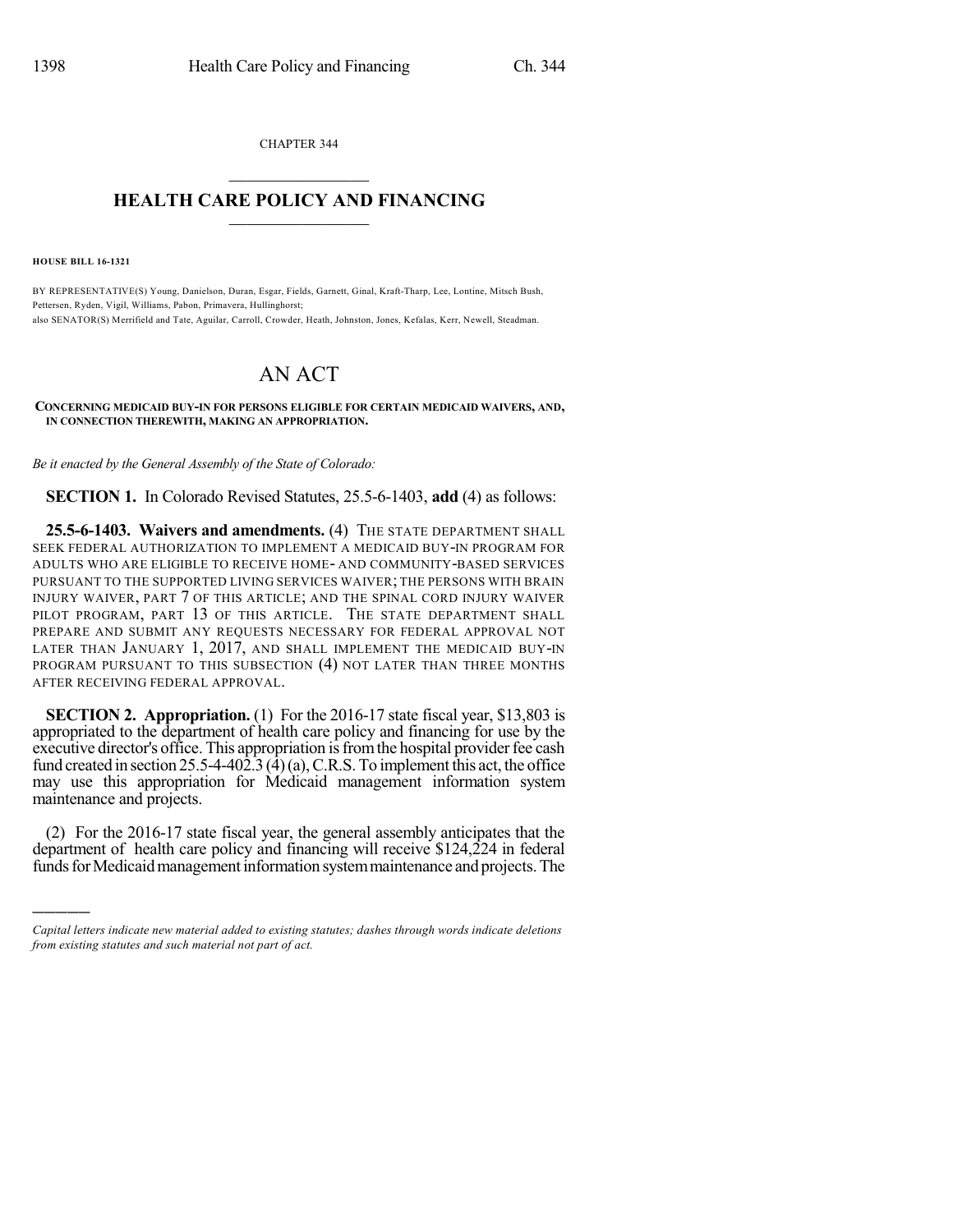CHAPTER 344

# HEALTH CARE POLICY AND FINANCING

**HOUSE BILL 16-1321**

BY REPRESENTATIVE(S) Young, Danielson, Duran, Esgar, Fields, Garnett, Ginal, Kraft-Tharp, Lee, Lontine, Mitsch Bush, Pettersen, Ryden, Vigil, Williams, Pabon, Primavera, Hullinghorst;
also SENATOR(S) Merrifield and Tate, Aguilar, Carroll, Crowder, Heath, Johnston, Jones, Kefalas, Kerr, Newell, Steadman.

# AN ACT

**CONCERNING MEDICAID BUY-IN FOR PERSONS ELIGIBLE FOR CERTAIN MEDICAID WAIVERS, AND, IN CONNECTION THEREWITH, MAKING AN APPROPRIATION.**

*Be it enacted by the General Assembly of the State of Colorado:*

**SECTION 1.** In Colorado Revised Statutes, 25.5-6-1403, **add** (4) as follows:

**25.5-6-1403. Waivers and amendments.** (4) THE STATE DEPARTMENT SHALL SEEK FEDERAL AUTHORIZATION TO IMPLEMENT A MEDICAID BUY-IN PROGRAM FOR ADULTS WHO ARE ELIGIBLE TO RECEIVE HOME- AND COMMUNITY-BASED SERVICES PURSUANT TO THE SUPPORTED LIVING SERVICES WAIVER; THE PERSONS WITH BRAIN INJURY WAIVER, PART 7 OF THIS ARTICLE; AND THE SPINAL CORD INJURY WAIVER PILOT PROGRAM, PART 13 OF THIS ARTICLE. THE STATE DEPARTMENT SHALL PREPARE AND SUBMIT ANY REQUESTS NECESSARY FOR FEDERAL APPROVAL NOT LATER THAN JANUARY 1, 2017, AND SHALL IMPLEMENT THE MEDICAID BUY-IN PROGRAM PURSUANT TO THIS SUBSECTION (4) NOT LATER THAN THREE MONTHS AFTER RECEIVING FEDERAL APPROVAL.

**SECTION 2. Appropriation.** (1) For the 2016-17 state fiscal year, $13,803 is appropriated to the department of health care policy and financing for use by the executive director's office. This appropriation is from the hospital provider fee cash fund created in section 25.5-4-402.3 (4) (a), C.R.S. To implement this act, the office may use this appropriation for Medicaid management information system maintenance and projects.

(2) For the 2016-17 state fiscal year, the general assembly anticipates that the department of health care policy and financing will receive $124,224 in federal funds for Medicaid management information system maintenance and projects. The

---

*Capital letters indicate new material added to existing statutes; dashes through words indicate deletions from existing statutes and such material not part of act.*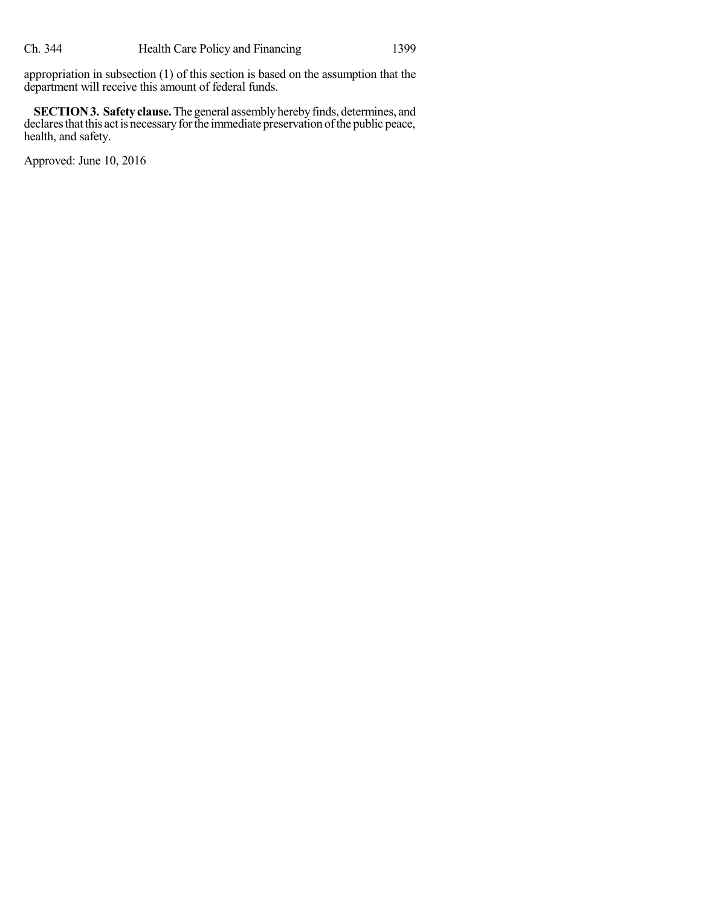appropriation in subsection (1) of this section is based on the assumption that the department will receive this amount of federal funds.

**SECTION 3. Safety clause.** The general assembly hereby finds, determines, and declares that this act is necessary for the immediate preservation of the public peace, health, and safety.

Approved: June 10, 2016